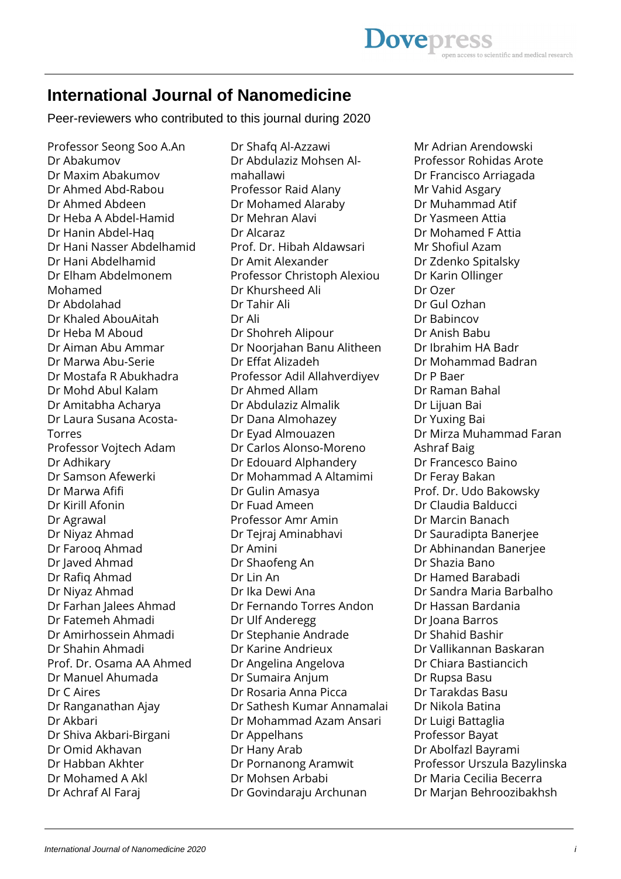# International Journal of Nanomedicine

Peer-reviewers who contributed to this journal during 2020

Professor Seong Soo A.An
Dr Abakumov
Dr Maxim Abakumov
Dr Ahmed Abd-Rabou
Dr Ahmed Abdeen
Dr Heba A Abdel-Hamid
Dr Hanin Abdel-Haq
Dr Hani Nasser Abdelhamid
Dr Hani Abdelhamid
Dr Elham Abdelmonem Mohamed
Dr Abdolahad
Dr Khaled AbouAitah
Dr Heba M Aboud
Dr Aiman Abu Ammar
Dr Marwa Abu-Serie
Dr Mostafa R Abukhadra
Dr Mohd Abul Kalam
Dr Amitabha Acharya
Dr Laura Susana Acosta-Torres
Professor Vojtech Adam
Dr Adhikary
Dr Samson Afewerki
Dr Marwa Afifi
Dr Kirill Afonin
Dr Agrawal
Dr Niyaz Ahmad
Dr Farooq Ahmad
Dr Javed Ahmad
Dr Rafiq Ahmad
Dr Niyaz Ahmad
Dr Farhan Jalees Ahmad
Dr Fatemeh Ahmadi
Dr Amirhossein Ahmadi
Dr Shahin Ahmadi
Prof. Dr. Osama AA Ahmed
Dr Manuel Ahumada
Dr C Aires
Dr Ranganathan Ajay
Dr Akbari
Dr Shiva Akbari-Birgani
Dr Omid Akhavan
Dr Habban Akhter
Dr Mohamed A Akl
Dr Achraf Al Faraj
Dr Shafq Al-Azzawi
Dr Abdulaziz Mohsen Al-mahallawi
Professor Raid Alany
Dr Mohamed Alaraby
Dr Mehran Alavi
Dr Alcaraz
Prof. Dr. Hibah Aldawsari
Dr Amit Alexander
Professor Christoph Alexiou
Dr Khursheed Ali
Dr Tahir Ali
Dr Ali
Dr Shohreh Alipour
Dr Noorjahan Banu Alitheen
Dr Effat Alizadeh
Professor Adil Allahverdiyev
Dr Ahmed Allam
Dr Abdulaziz Almalik
Dr Dana Almohazey
Dr Eyad Almouazen
Dr Carlos Alonso-Moreno
Dr Edouard Alphandery
Dr Mohammad A Altamimi
Dr Gulin Amasya
Dr Fuad Ameen
Professor Amr Amin
Dr Tejraj Aminabhavi
Dr Amini
Dr Shaofeng An
Dr Lin An
Dr Ika Dewi Ana
Dr Fernando Torres Andon
Dr Ulf Anderegg
Dr Stephanie Andrade
Dr Karine Andrieux
Dr Angelina Angelova
Dr Sumaira Anjum
Dr Rosaria Anna Picca
Dr Sathesh Kumar Annamalai
Dr Mohammad Azam Ansari
Dr Appelhans
Dr Hany Arab
Dr Pornanong Aramwit
Dr Mohsen Arbabi
Dr Govindaraju Archunan
Mr Adrian Arendowski
Professor Rohidas Arote
Dr Francisco Arriagada
Mr Vahid Asgary
Dr Muhammad Atif
Dr Yasmeen Attia
Dr Mohamed F Attia
Mr Shofiul Azam
Dr Zdenko Spitalsky
Dr Karin Ollinger
Dr Ozer
Dr Gul Ozhan
Dr Babincov
Dr Anish Babu
Dr Ibrahim HA Badr
Dr Mohammad Badran
Dr P Baer
Dr Raman Bahal
Dr Lijuan Bai
Dr Yuxing Bai
Dr Mirza Muhammad Faran Ashraf Baig
Dr Francesco Baino
Dr Feray Bakan
Prof. Dr. Udo Bakowsky
Dr Claudia Balducci
Dr Marcin Banach
Dr Sauradipta Banerjee
Dr Abhinandan Banerjee
Dr Shazia Bano
Dr Hamed Barabadi
Dr Sandra Maria Barbalho
Dr Hassan Bardania
Dr Joana Barros
Dr Shahid Bashir
Dr Vallikannan Baskaran
Dr Chiara Bastiancich
Dr Rupsa Basu
Dr Tarakdas Basu
Dr Nikola Batina
Dr Luigi Battaglia
Professor Bayat
Dr Abolfazl Bayrami
Professor Urszula Bazylinska
Dr Maria Cecilia Becerra
Dr Marjan Behroozibakhsh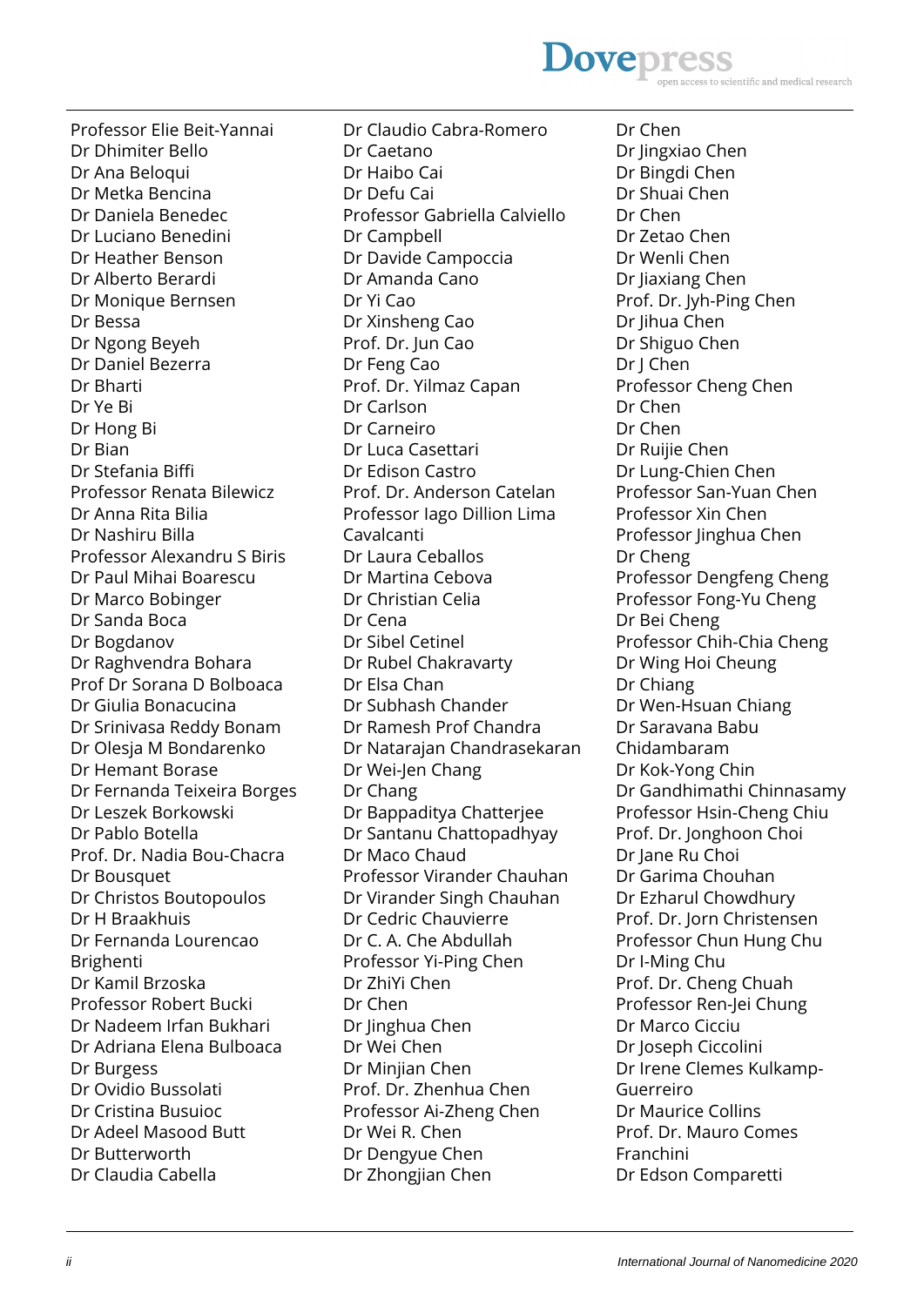Professor Elie Beit-Yannai
Dr Dhimiter Bello
Dr Ana Beloqui
Dr Metka Bencina
Dr Daniela Benedec
Dr Luciano Benedini
Dr Heather Benson
Dr Alberto Berardi
Dr Monique Bernsen
Dr Bessa
Dr Ngong Beyeh
Dr Daniel Bezerra
Dr Bharti
Dr Ye Bi
Dr Hong Bi
Dr Bian
Dr Stefania Biffi
Professor Renata Bilewicz
Dr Anna Rita Bilia
Dr Nashiru Billa
Professor Alexandru S Biris
Dr Paul Mihai Boarescu
Dr Marco Bobinger
Dr Sanda Boca
Dr Bogdanov
Dr Raghvendra Bohara
Prof Dr Sorana D Bolboaca
Dr Giulia Bonacucina
Dr Srinivasa Reddy Bonam
Dr Olesja M Bondarenko
Dr Hemant Borase
Dr Fernanda Teixeira Borges
Dr Leszek Borkowski
Dr Pablo Botella
Prof. Dr. Nadia Bou-Chacra
Dr Bousquet
Dr Christos Boutopoulos
Dr H Braakhuis
Dr Fernanda Lourencao Brighenti
Dr Kamil Brzoska
Professor Robert Bucki
Dr Nadeem Irfan Bukhari
Dr Adriana Elena Bulboaca
Dr Burgess
Dr Ovidio Bussolati
Dr Cristina Busuioc
Dr Adeel Masood Butt
Dr Butterworth
Dr Claudia Cabella
Dr Claudio Cabra-Romero
Dr Caetano
Dr Haibo Cai
Dr Defu Cai
Professor Gabriella Calviello
Dr Campbell
Dr Davide Campoccia
Dr Amanda Cano
Dr Yi Cao
Dr Xinsheng Cao
Prof. Dr. Jun Cao
Dr Feng Cao
Prof. Dr. Yilmaz Capan
Dr Carlson
Dr Carneiro
Dr Luca Casettari
Dr Edison Castro
Prof. Dr. Anderson Catelan
Professor Iago Dillion Lima Cavalcanti
Dr Laura Ceballos
Dr Martina Cebova
Dr Christian Celia
Dr Cena
Dr Sibel Cetinel
Dr Rubel Chakravarty
Dr Elsa Chan
Dr Subhash Chander
Dr Ramesh Prof Chandra
Dr Natarajan Chandrasekaran
Dr Wei-Jen Chang
Dr Chang
Dr Bappaditya Chatterjee
Dr Santanu Chattopadhyay
Dr Maco Chaud
Professor Virander Chauhan
Dr Virander Singh Chauhan
Dr Cedric Chauvierre
Dr C. A. Che Abdullah
Professor Yi-Ping Chen
Dr ZhiYi Chen
Dr Chen
Dr Jinghua Chen
Dr Wei Chen
Dr Minjian Chen
Prof. Dr. Zhenhua Chen
Professor Ai-Zheng Chen
Dr Wei R. Chen
Dr Dengyue Chen
Dr Zhongjian Chen
Dr Chen
Dr Jingxiao Chen
Dr Bingdi Chen
Dr Shuai Chen
Dr Chen
Dr Zetao Chen
Dr Wenli Chen
Dr Jiaxiang Chen
Prof. Dr. Jyh-Ping Chen
Dr Jihua Chen
Dr Shiguo Chen
Dr J Chen
Professor Cheng Chen
Dr Chen
Dr Chen
Dr Ruijie Chen
Dr Lung-Chien Chen
Professor San-Yuan Chen
Professor Xin Chen
Professor Jinghua Chen
Dr Cheng
Professor Dengfeng Cheng
Professor Fong-Yu Cheng
Dr Bei Cheng
Professor Chih-Chia Cheng
Dr Wing Hoi Cheung
Dr Chiang
Dr Wen-Hsuan Chiang
Dr Saravana Babu Chidambaram
Dr Kok-Yong Chin
Dr Gandhimathi Chinnasamy
Professor Hsin-Cheng Chiu
Prof. Dr. Jonghoon Choi
Dr Jane Ru Choi
Dr Garima Chouhan
Dr Ezharul Chowdhury
Prof. Dr. Jorn Christensen
Professor Chun Hung Chu
Dr I-Ming Chu
Prof. Dr. Cheng Chuah
Professor Ren-Jei Chung
Dr Marco Cicciu
Dr Joseph Ciccolini
Dr Irene Clemes Kulkamp-Guerreiro
Dr Maurice Collins
Prof. Dr. Mauro Comes Franchini
Dr Edson Comparetti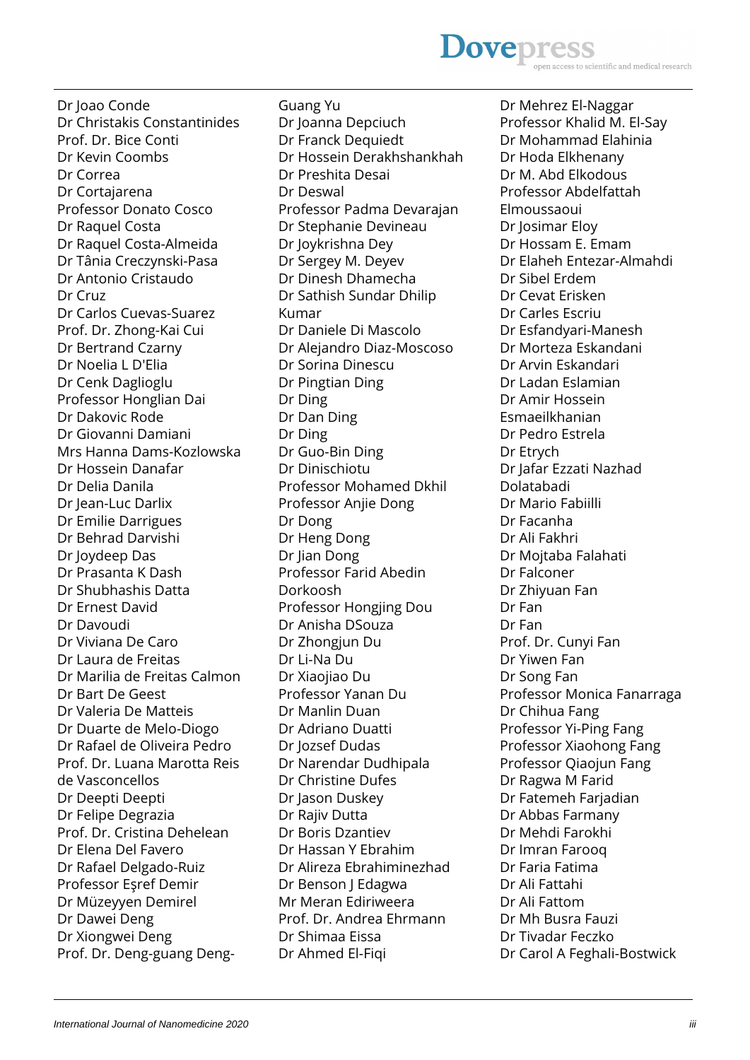Dr Joao Conde
Dr Christakis Constantinides
Prof. Dr. Bice Conti
Dr Kevin Coombs
Dr Correa
Dr Cortajarena
Professor Donato Cosco
Dr Raquel Costa
Dr Raquel Costa-Almeida
Dr Tânia Creczynski-Pasa
Dr Antonio Cristaudo
Dr Cruz
Dr Carlos Cuevas-Suarez
Prof. Dr. Zhong-Kai Cui
Dr Bertrand Czarny
Dr Noelia L D'Elia
Dr Cenk Daglioglu
Professor Honglian Dai
Dr Dakovic Rode
Dr Giovanni Damiani
Mrs Hanna Dams-Kozlowska
Dr Hossein Danafar
Dr Delia Danila
Dr Jean-Luc Darlix
Dr Emilie Darrigues
Dr Behrad Darvishi
Dr Joydeep Das
Dr Prasanta K Dash
Dr Shubhashis Datta
Dr Ernest David
Dr Davoudi
Dr Viviana De Caro
Dr Laura de Freitas
Dr Marilia de Freitas Calmon
Dr Bart De Geest
Dr Valeria De Matteis
Dr Duarte de Melo-Diogo
Dr Rafael de Oliveira Pedro
Prof. Dr. Luana Marotta Reis de Vasconcellos
Dr Deepti Deepti
Dr Felipe Degrazia
Prof. Dr. Cristina Dehelean
Dr Elena Del Favero
Dr Rafael Delgado-Ruiz
Professor Eşref Demir
Dr Müzeyyen Demirel
Dr Dawei Deng
Dr Xiongwei Deng
Prof. Dr. Deng-guang Deng-Guang Yu
Dr Joanna Depciuch
Dr Franck Dequiedt
Dr Hossein Derakhshankhah
Dr Preshita Desai
Dr Deswal
Professor Padma Devarajan
Dr Stephanie Devineau
Dr Joykrishna Dey
Dr Sergey M. Deyev
Dr Dinesh Dhamecha
Dr Sathish Sundar Dhilip Kumar
Dr Daniele Di Mascolo
Dr Alejandro Diaz-Moscoso
Dr Sorina Dinescu
Dr Pingtian Ding
Dr Ding
Dr Dan Ding
Dr Ding
Dr Guo-Bin Ding
Dr Dinischiotu
Professor Mohamed Dkhil
Professor Anjie Dong
Dr Dong
Dr Heng Dong
Dr Jian Dong
Professor Farid Abedin Dorkoosh
Professor Hongjing Dou
Dr Anisha DSouza
Dr Zhongjun Du
Dr Li-Na Du
Dr Xiaojiao Du
Professor Yanan Du
Dr Manlin Duan
Dr Adriano Duatti
Dr Jozsef Dudas
Dr Narendar Dudhipala
Dr Christine Dufes
Dr Jason Duskey
Dr Rajiv Dutta
Dr Boris Dzantiev
Dr Hassan Y Ebrahim
Dr Alireza Ebrahiminezhad
Dr Benson J Edagwa
Mr Meran Ediriweera
Prof. Dr. Andrea Ehrmann
Dr Shimaa Eissa
Dr Ahmed El-Fiqi
Dr Mehrez El-Naggar
Professor Khalid M. El-Say
Dr Mohammad Elahinia
Dr Hoda Elkhenany
Dr M. Abd Elkodous
Professor Abdelfattah Elmoussaoui
Dr Josimar Eloy
Dr Hossam E. Emam
Dr Elaheh Entezar-Almahdi
Dr Sibel Erdem
Dr Cevat Erisken
Dr Carles Escriu
Dr Esfandyari-Manesh
Dr Morteza Eskandani
Dr Arvin Eskandari
Dr Ladan Eslamian
Dr Amir Hossein Esmaeilkhanian
Dr Pedro Estrela
Dr Etrych
Dr Jafar Ezzati Nazhad Dolatabadi
Dr Mario Fabiilli
Dr Facanha
Dr Ali Fakhri
Dr Mojtaba Falahati
Dr Falconer
Dr Zhiyuan Fan
Dr Fan
Dr Fan
Prof. Dr. Cunyi Fan
Dr Yiwen Fan
Dr Song Fan
Professor Monica Fanarraga
Dr Chihua Fang
Professor Yi-Ping Fang
Professor Xiaohong Fang
Professor Qiaojun Fang
Dr Ragwa M Farid
Dr Fatemeh Farjadian
Dr Abbas Farmany
Dr Mehdi Farokhi
Dr Imran Farooq
Dr Faria Fatima
Dr Ali Fattahi
Dr Ali Fattom
Dr Mh Busra Fauzi
Dr Tivadar Feczko
Dr Carol A Feghali-Bostwick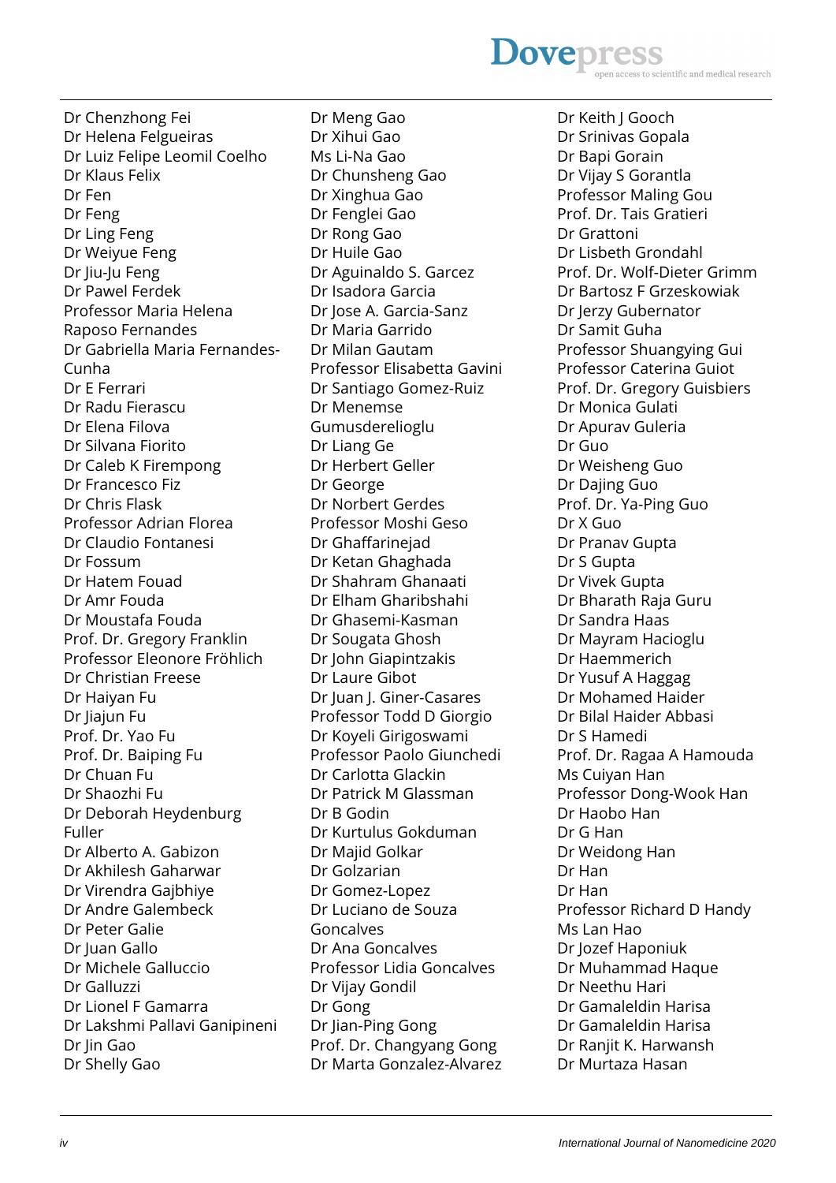Dr Chenzhong Fei
Dr Helena Felgueiras
Dr Luiz Felipe Leomil Coelho
Dr Klaus Felix
Dr Fen
Dr Feng
Dr Ling Feng
Dr Weiyue Feng
Dr Jiu-Ju Feng
Dr Pawel Ferdek
Professor Maria Helena Raposo Fernandes
Dr Gabriella Maria Fernandes-Cunha
Dr E Ferrari
Dr Radu Fierascu
Dr Elena Filova
Dr Silvana Fiorito
Dr Caleb K Firempong
Dr Francesco Fiz
Dr Chris Flask
Professor Adrian Florea
Dr Claudio Fontanesi
Dr Fossum
Dr Hatem Fouad
Dr Amr Fouda
Dr Moustafa Fouda
Prof. Dr. Gregory Franklin
Professor Eleonore Fröhlich
Dr Christian Freese
Dr Haiyan Fu
Dr Jiajun Fu
Prof. Dr. Yao Fu
Prof. Dr. Baiping Fu
Dr Chuan Fu
Dr Shaozhi Fu
Dr Deborah Heydenburg Fuller
Dr Alberto A. Gabizon
Dr Akhilesh Gaharwar
Dr Virendra Gajbhiye
Dr Andre Galembeck
Dr Peter Galie
Dr Juan Gallo
Dr Michele Galluccio
Dr Galluzzi
Dr Lionel F Gamarra
Dr Lakshmi Pallavi Ganipineni
Dr Jin Gao
Dr Shelly Gao
Dr Meng Gao
Dr Xihui Gao
Ms Li-Na Gao
Dr Chunsheng Gao
Dr Xinghua Gao
Dr Fenglei Gao
Dr Rong Gao
Dr Huile Gao
Dr Aguinaldo S. Garcez
Dr Isadora Garcia
Dr Jose A. Garcia-Sanz
Dr Maria Garrido
Dr Milan Gautam
Professor Elisabetta Gavini
Dr Santiago Gomez-Ruiz
Dr Menemse Gumusderelioglu
Dr Liang Ge
Dr Herbert Geller
Dr George
Dr Norbert Gerdes
Professor Moshi Geso
Dr Ghaffarinejad
Dr Ketan Ghaghada
Dr Shahram Ghanaati
Dr Elham Gharibshahi
Dr Ghasemi-Kasman
Dr Sougata Ghosh
Dr John Giapintzakis
Dr Laure Gibot
Dr Juan J. Giner-Casares
Professor Todd D Giorgio
Dr Koyeli Girigoswami
Professor Paolo Giunchedi
Dr Carlotta Glackin
Dr Patrick M Glassman
Dr B Godin
Dr Kurtulus Gokduman
Dr Majid Golkar
Dr Golzarian
Dr Gomez-Lopez
Dr Luciano de Souza Goncalves
Dr Ana Goncalves
Professor Lidia Goncalves
Dr Vijay Gondil
Dr Gong
Dr Jian-Ping Gong
Prof. Dr. Changyang Gong
Dr Marta Gonzalez-Alvarez
Dr Keith J Gooch
Dr Srinivas Gopala
Dr Bapi Gorain
Dr Vijay S Gorantla
Professor Maling Gou
Prof. Dr. Tais Gratieri
Dr Grattoni
Dr Lisbeth Grondahl
Prof. Dr. Wolf-Dieter Grimm
Dr Bartosz F Grzeskowiak
Dr Jerzy Gubernator
Dr Samit Guha
Professor Shuangying Gui
Professor Caterina Guiot
Prof. Dr. Gregory Guisbiers
Dr Monica Gulati
Dr Apurav Guleria
Dr Guo
Dr Weisheng Guo
Dr Dajing Guo
Prof. Dr. Ya-Ping Guo
Dr X Guo
Dr Pranav Gupta
Dr S Gupta
Dr Vivek Gupta
Dr Bharath Raja Guru
Dr Sandra Haas
Dr Mayram Hacioglu
Dr Haemmerich
Dr Yusuf A Haggag
Dr Mohamed Haider
Dr Bilal Haider Abbasi
Dr S Hamedi
Prof. Dr. Ragaa A Hamouda
Ms Cuiyan Han
Professor Dong-Wook Han
Dr Haobo Han
Dr G Han
Dr Weidong Han
Dr Han
Dr Han
Professor Richard D Handy
Ms Lan Hao
Dr Jozef Haponiuk
Dr Muhammad Haque
Dr Neethu Hari
Dr Gamaleldin Harisa
Dr Gamaleldin Harisa
Dr Ranjit K. Harwansh
Dr Murtaza Hasan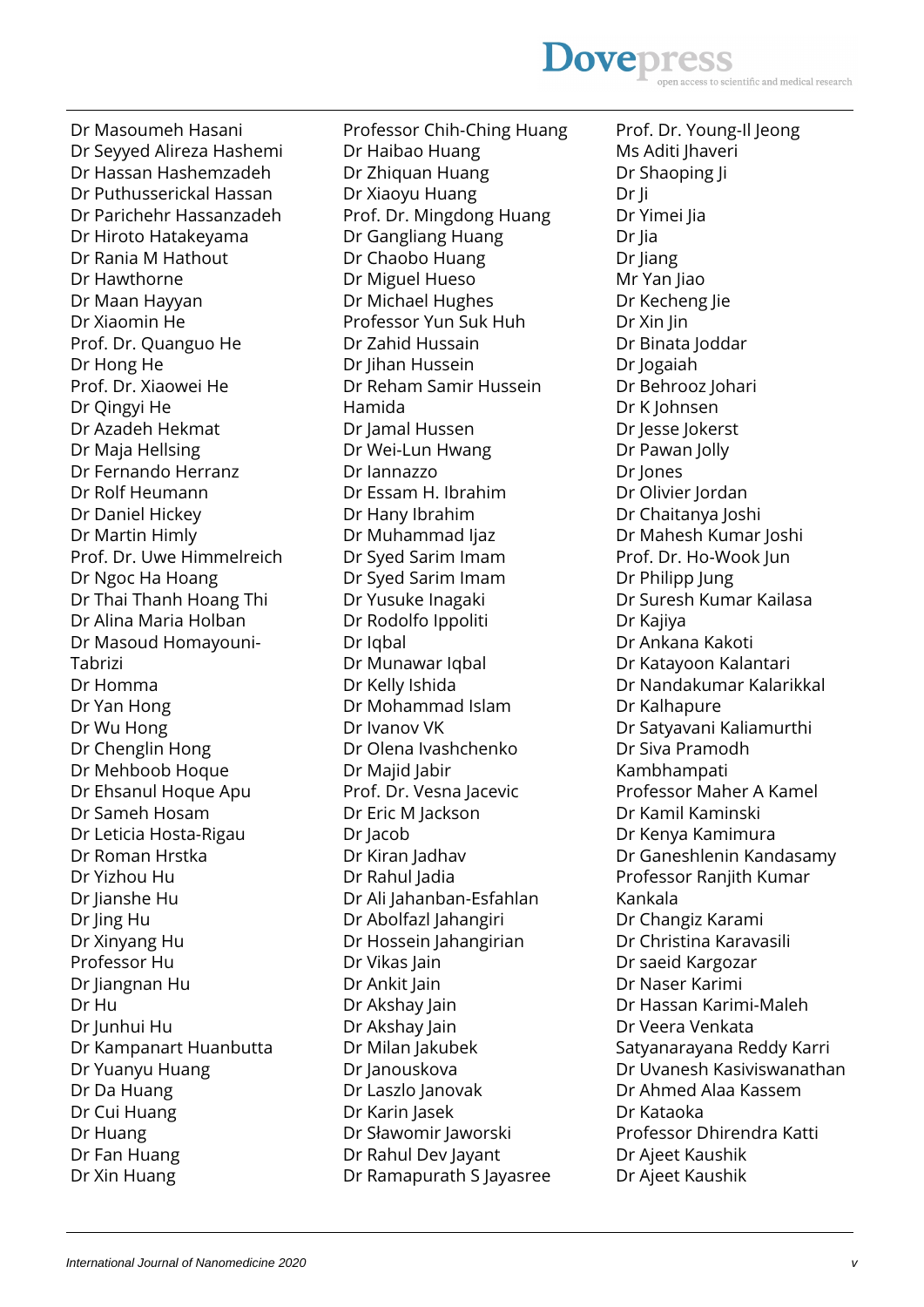Dr Masoumeh Hasani
Dr Seyyed Alireza Hashemi
Dr Hassan Hashemzadeh
Dr Puthusserickal Hassan
Dr Parichehr Hassanzadeh
Dr Hiroto Hatakeyama
Dr Rania M Hathout
Dr Hawthorne
Dr Maan Hayyan
Dr Xiaomin He
Prof. Dr. Quanguo He
Dr Hong He
Prof. Dr. Xiaowei He
Dr Qingyi He
Dr Azadeh Hekmat
Dr Maja Hellsing
Dr Fernando Herranz
Dr Rolf Heumann
Dr Daniel Hickey
Dr Martin Himly
Prof. Dr. Uwe Himmelreich
Dr Ngoc Ha Hoang
Dr Thai Thanh Hoang Thi
Dr Alina Maria Holban
Dr Masoud Homayouni-Tabrizi
Dr Homma
Dr Yan Hong
Dr Wu Hong
Dr Chenglin Hong
Dr Mehboob Hoque
Dr Ehsanul Hoque Apu
Dr Sameh Hosam
Dr Leticia Hosta-Rigau
Dr Roman Hrstka
Dr Yizhou Hu
Dr Jianshe Hu
Dr Jing Hu
Dr Xinyang Hu
Professor Hu
Dr Jiangnan Hu
Dr Hu
Dr Junhui Hu
Dr Kampanart Huanbutta
Dr Yuanyu Huang
Dr Da Huang
Dr Cui Huang
Dr Huang
Dr Fan Huang
Dr Xin Huang
Professor Chih-Ching Huang
Dr Haibao Huang
Dr Zhiquan Huang
Dr Xiaoyu Huang
Prof. Dr. Mingdong Huang
Dr Gangliang Huang
Dr Chaobo Huang
Dr Miguel Hueso
Dr Michael Hughes
Professor Yun Suk Huh
Dr Zahid Hussain
Dr Jihan Hussein
Dr Reham Samir Hussein Hamida
Dr Jamal Hussen
Dr Wei-Lun Hwang
Dr Iannazzo
Dr Essam H. Ibrahim
Dr Hany Ibrahim
Dr Muhammad Ijaz
Dr Syed Sarim Imam
Dr Syed Sarim Imam
Dr Yusuke Inagaki
Dr Rodolfo Ippoliti
Dr Iqbal
Dr Munawar Iqbal
Dr Kelly Ishida
Dr Mohammad Islam
Dr Ivanov VK
Dr Olena Ivashchenko
Dr Majid Jabir
Prof. Dr. Vesna Jacevic
Dr Eric M Jackson
Dr Jacob
Dr Kiran Jadhav
Dr Rahul Jadia
Dr Ali Jahanban-Esfahlan
Dr Abolfazl Jahangiri
Dr Hossein Jahangirian
Dr Vikas Jain
Dr Ankit Jain
Dr Akshay Jain
Dr Akshay Jain
Dr Milan Jakubek
Dr Janouskova
Dr Laszlo Janovak
Dr Karin Jasek
Dr Sławomir Jaworski
Dr Rahul Dev Jayant
Dr Ramapurath S Jayasree
Prof. Dr. Young-Il Jeong
Ms Aditi Jhaveri
Dr Shaoping Ji
Dr Ji
Dr Yimei Jia
Dr Jia
Dr Jiang
Mr Yan Jiao
Dr Kecheng Jie
Dr Xin Jin
Dr Binata Joddar
Dr Jogaiah
Dr Behrooz Johari
Dr K Johnsen
Dr Jesse Jokerst
Dr Pawan Jolly
Dr Jones
Dr Olivier Jordan
Dr Chaitanya Joshi
Dr Mahesh Kumar Joshi
Prof. Dr. Ho-Wook Jun
Dr Philipp Jung
Dr Suresh Kumar Kailasa
Dr Kajiya
Dr Ankana Kakoti
Dr Katayoon Kalantari
Dr Nandakumar Kalarikkal
Dr Kalhapure
Dr Satyavani Kaliamurthi
Dr Siva Pramodh Kambhampati
Professor Maher A Kamel
Dr Kamil Kaminski
Dr Kenya Kamimura
Dr Ganeshlenin Kandasamy
Professor Ranjith Kumar Kankala
Dr Changiz Karami
Dr Christina Karavasili
Dr saeid Kargozar
Dr Naser Karimi
Dr Hassan Karimi-Maleh
Dr Veera Venkata Satyanarayana Reddy Karri
Dr Uvanesh Kasiviswanathan
Dr Ahmed Alaa Kassem
Dr Kataoka
Professor Dhirendra Katti
Dr Ajeet Kaushik
Dr Ajeet Kaushik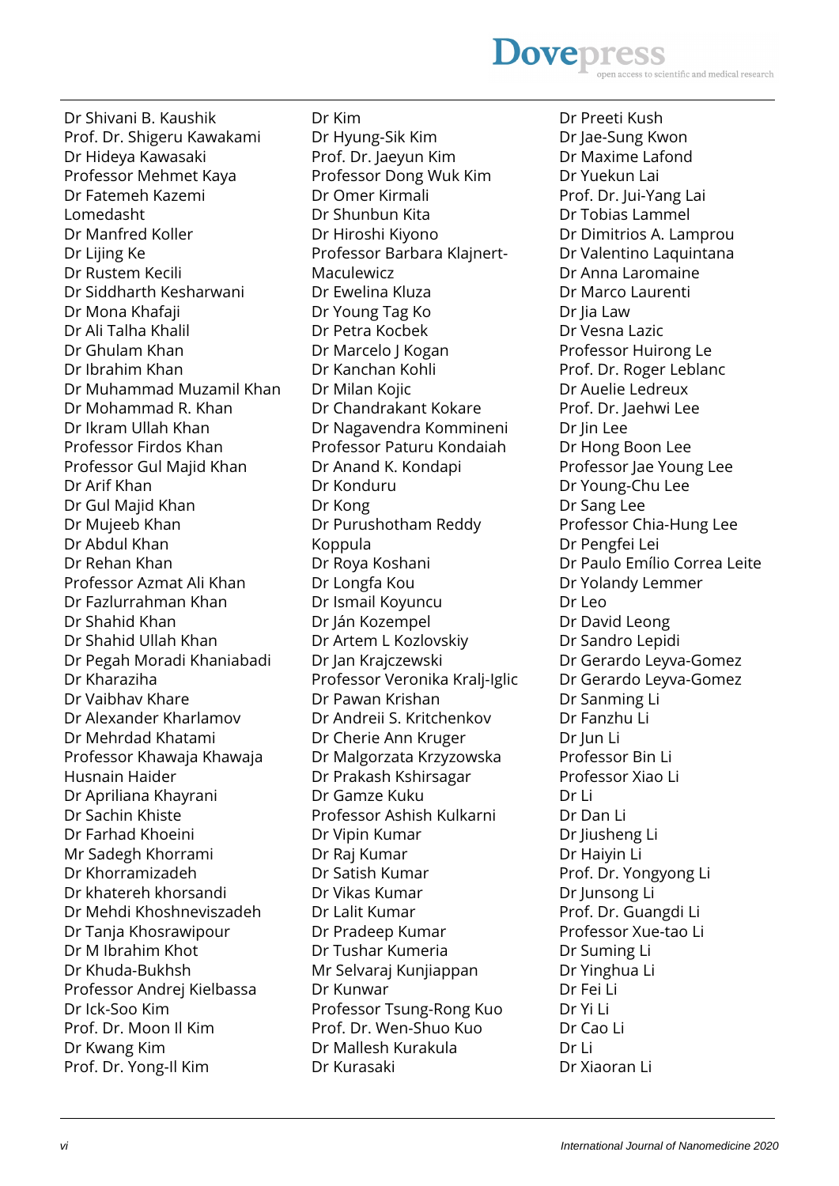Dr Shivani B. Kaushik
Prof. Dr. Shigeru Kawakami
Dr Hideya Kawasaki
Professor Mehmet Kaya
Dr Fatemeh Kazemi Lomedasht
Dr Manfred Koller
Dr Lijing Ke
Dr Rustem Kecili
Dr Siddharth Kesharwani
Dr Mona Khafaji
Dr Ali Talha Khalil
Dr Ghulam Khan
Dr Ibrahim Khan
Dr Muhammad Muzamil Khan
Dr Mohammad R. Khan
Dr Ikram Ullah Khan
Professor Firdos Khan
Professor Gul Majid Khan
Dr Arif Khan
Dr Gul Majid Khan
Dr Mujeeb Khan
Dr Abdul Khan
Dr Rehan Khan
Professor Azmat Ali Khan
Dr Fazlurrahman Khan
Dr Shahid Khan
Dr Shahid Ullah Khan
Dr Pegah Moradi Khaniabadi
Dr Kharaziha
Dr Vaibhav Khare
Dr Alexander Kharlamov
Dr Mehrdad Khatami
Professor Khawaja Khawaja Husnain Haider
Dr Apriliana Khayrani
Dr Sachin Khiste
Dr Farhad Khoeini
Mr Sadegh Khorrami
Dr Khorramizadeh
Dr khatereh khorsandi
Dr Mehdi Khoshneviszadeh
Dr Tanja Khosrawipour
Dr M Ibrahim Khot
Dr Khuda-Bukhsh
Professor Andrej Kielbassa
Dr Ick-Soo Kim
Prof. Dr. Moon Il Kim
Dr Kwang Kim
Prof. Dr. Yong-Il Kim
Dr Kim
Dr Hyung-Sik Kim
Prof. Dr. Jaeyun Kim
Professor Dong Wuk Kim
Dr Omer Kirmali
Dr Shunbun Kita
Dr Hiroshi Kiyono
Professor Barbara Klajnert-Maculewicz
Dr Ewelina Kluza
Dr Young Tag Ko
Dr Petra Kocbek
Dr Marcelo J Kogan
Dr Kanchan Kohli
Dr Milan Kojic
Dr Chandrakant Kokare
Dr Nagavendra Kommineni
Professor Paturu Kondaiah
Dr Anand K. Kondapi
Dr Konduru
Dr Kong
Dr Purushotham Reddy Koppula
Dr Roya Koshani
Dr Longfa Kou
Dr Ismail Koyuncu
Dr Ján Kozempel
Dr Artem L Kozlovskiy
Dr Jan Krajczewski
Professor Veronika Kralj-Iglic
Dr Pawan Krishan
Dr Andreii S. Kritchenkov
Dr Cherie Ann Kruger
Dr Malgorzata Krzyzowska
Dr Prakash Kshirsagar
Dr Gamze Kuku
Professor Ashish Kulkarni
Dr Vipin Kumar
Dr Raj Kumar
Dr Satish Kumar
Dr Vikas Kumar
Dr Lalit Kumar
Dr Pradeep Kumar
Dr Tushar Kumeria
Mr Selvaraj Kunjiappan
Dr Kunwar
Professor Tsung-Rong Kuo
Prof. Dr. Wen-Shuo Kuo
Dr Mallesh Kurakula
Dr Kurasaki
Dr Preeti Kush
Dr Jae-Sung Kwon
Dr Maxime Lafond
Dr Yuekun Lai
Prof. Dr. Jui-Yang Lai
Dr Tobias Lammel
Dr Dimitrios A. Lamprou
Dr Valentino Laquintana
Dr Anna Laromaine
Dr Marco Laurenti
Dr Jia Law
Dr Vesna Lazic
Professor Huirong Le
Prof. Dr. Roger Leblanc
Dr Auelie Ledreux
Prof. Dr. Jaehwi Lee
Dr Jin Lee
Dr Hong Boon Lee
Professor Jae Young Lee
Dr Young-Chu Lee
Dr Sang Lee
Professor Chia-Hung Lee
Dr Pengfei Lei
Dr Paulo Emílio Correa Leite
Dr Yolandy Lemmer
Dr Leo
Dr David Leong
Dr Sandro Lepidi
Dr Gerardo Leyva-Gomez
Dr Gerardo Leyva-Gomez
Dr Sanming Li
Dr Fanzhu Li
Dr Jun Li
Professor Bin Li
Professor Xiao Li
Dr Li
Dr Dan Li
Dr Jiusheng Li
Dr Haiyin Li
Prof. Dr. Yongyong Li
Dr Junsong Li
Prof. Dr. Guangdi Li
Professor Xue-tao Li
Dr Suming Li
Dr Yinghua Li
Dr Fei Li
Dr Yi Li
Dr Cao Li
Dr Li
Dr Xiaoran Li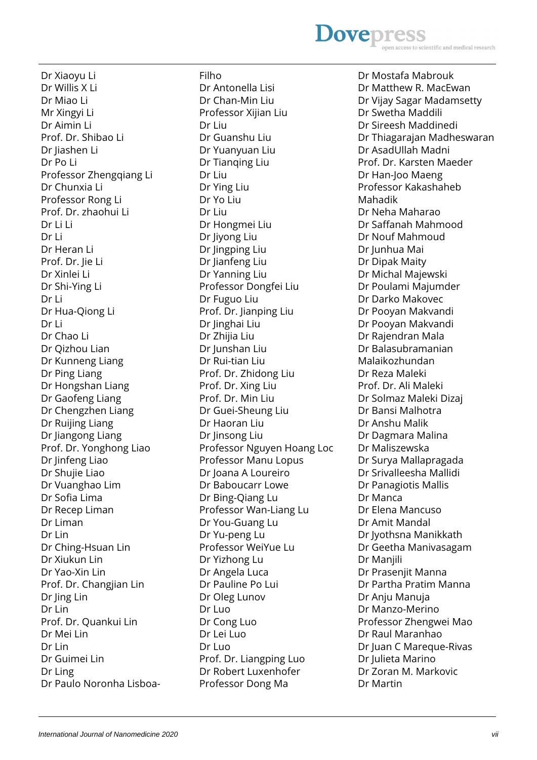Dr Xiaoyu Li
Dr Willis X Li
Dr Miao Li
Mr Xingyi Li
Dr Aimin Li
Prof. Dr. Shibao Li
Dr Jiashen Li
Dr Po Li
Professor Zhengqiang Li
Dr Chunxia Li
Professor Rong Li
Prof. Dr. zhaohui Li
Dr Li Li
Dr Li
Dr Heran Li
Prof. Dr. Jie Li
Dr Xinlei Li
Dr Shi-Ying Li
Dr Li
Dr Hua-Qiong Li
Dr Li
Dr Chao Li
Dr Qizhou Lian
Dr Kunneng Liang
Dr Ping Liang
Dr Hongshan Liang
Dr Gaofeng Liang
Dr Chengzhen Liang
Dr Ruijing Liang
Dr Jiangong Liang
Prof. Dr. Yonghong Liao
Dr Jinfeng Liao
Dr Shujie Liao
Dr Vuanghao Lim
Dr Sofia Lima
Dr Recep Liman
Dr Liman
Dr Lin
Dr Ching-Hsuan Lin
Dr Xiukun Lin
Dr Yao-Xin Lin
Prof. Dr. Changjian Lin
Dr Jing Lin
Dr Lin
Prof. Dr. Quankui Lin
Dr Mei Lin
Dr Lin
Dr Guimei Lin
Dr Ling
Dr Paulo Noronha Lisboa-Filho
Dr Antonella Lisi
Dr Chan-Min Liu
Professor Xijian Liu
Dr Liu
Dr Guanshu Liu
Dr Yuanyuan Liu
Dr Tianqing Liu
Dr Liu
Dr Ying Liu
Dr Yo Liu
Dr Liu
Dr Hongmei Liu
Dr Jiyong Liu
Dr Jingping Liu
Dr Jianfeng Liu
Dr Yanning Liu
Professor Dongfei Liu
Dr Fuguo Liu
Prof. Dr. Jianping Liu
Dr Jinghai Liu
Dr Zhijia Liu
Dr Junshan Liu
Dr Rui-tian Liu
Prof. Dr. Zhidong Liu
Prof. Dr. Xing Liu
Prof. Dr. Min Liu
Dr Guei-Sheung Liu
Dr Haoran Liu
Dr Jinsong Liu
Professor Nguyen Hoang Loc
Professor Manu Lopus
Dr Joana A Loureiro
Dr Baboucarr Lowe
Dr Bing-Qiang Lu
Professor Wan-Liang Lu
Dr You-Guang Lu
Dr Yu-peng Lu
Professor WeiYue Lu
Dr Yizhong Lu
Dr Angela Luca
Dr Pauline Po Lui
Dr Oleg Lunov
Dr Luo
Dr Cong Luo
Dr Lei Luo
Dr Luo
Prof. Dr. Liangping Luo
Dr Robert Luxenhofer
Professor Dong Ma
Dr Mostafa Mabrouk
Dr Matthew R. MacEwan
Dr Vijay Sagar Madamsetty
Dr Swetha Maddili
Dr Sireesh Maddinedi
Dr Thiagarajan Madheswaran
Dr AsadUllah Madni
Prof. Dr. Karsten Maeder
Dr Han-Joo Maeng
Professor Kakashaheb Mahadik
Dr Neha Maharao
Dr Saffanah Mahmood
Dr Nouf Mahmoud
Dr Junhua Mai
Dr Dipak Maity
Dr Michal Majewski
Dr Poulami Majumder
Dr Darko Makovec
Dr Pooyan Makvandi
Dr Pooyan Makvandi
Dr Rajendran Mala
Dr Balasubramanian Malaikozhundan
Dr Reza Maleki
Prof. Dr. Ali Maleki
Dr Solmaz Maleki Dizaj
Dr Bansi Malhotra
Dr Anshu Malik
Dr Dagmara Malina
Dr Maliszewska
Dr Surya Mallapragada
Dr Srivalleesha Mallidi
Dr Panagiotis Mallis
Dr Manca
Dr Elena Mancuso
Dr Amit Mandal
Dr Jyothsna Manikkath
Dr Geetha Manivasagam
Dr Manjili
Dr Prasenjit Manna
Dr Partha Pratim Manna
Dr Anju Manuja
Dr Manzo-Merino
Professor Zhengwei Mao
Dr Raul Maranhao
Dr Juan C Mareque-Rivas
Dr Julieta Marino
Dr Zoran M. Markovic
Dr Martin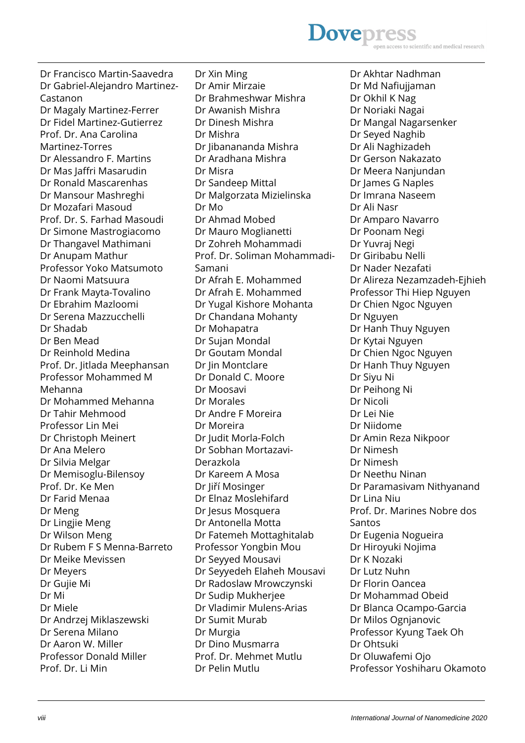Dr Francisco Martin-Saavedra
Dr Gabriel-Alejandro Martinez-Castanon
Dr Magaly Martinez-Ferrer
Dr Fidel Martinez-Gutierrez
Prof. Dr. Ana Carolina Martinez-Torres
Dr Alessandro F. Martins
Dr Mas Jaffri Masarudin
Dr Ronald Mascarenhas
Dr Mansour Mashreghi
Dr Mozafari Masoud
Prof. Dr. S. Farhad Masoudi
Dr Simone Mastrogiacomo
Dr Thangavel Mathimani
Dr Anupam Mathur
Professor Yoko Matsumoto
Dr Naomi Matsuura
Dr Frank Mayta-Tovalino
Dr Ebrahim Mazloomi
Dr Serena Mazzucchelli
Dr Shadab
Dr Ben Mead
Dr Reinhold Medina
Prof. Dr. Jitlada Meephansan
Professor Mohammed M Mehanna
Dr Mohammed Mehanna
Dr Tahir Mehmood
Professor Lin Mei
Dr Christoph Meinert
Dr Ana Melero
Dr Silvia Melgar
Dr Memisoglu-Bilensoy
Prof. Dr. Ke Men
Dr Farid Menaa
Dr Meng
Dr Lingjie Meng
Dr Wilson Meng
Dr Rubem F S Menna-Barreto
Dr Meike Mevissen
Dr Meyers
Dr Gujie Mi
Dr Mi
Dr Miele
Dr Andrzej Miklaszewski
Dr Serena Milano
Dr Aaron W. Miller
Professor Donald Miller
Prof. Dr. Li Min
Dr Xin Ming
Dr Amir Mirzaie
Dr Brahmeshwar Mishra
Dr Awanish Mishra
Dr Dinesh Mishra
Dr Mishra
Dr Jibanananda Mishra
Dr Aradhana Mishra
Dr Misra
Dr Sandeep Mittal
Dr Malgorzata Mizielinska
Dr Mo
Dr Ahmad Mobed
Dr Mauro Moglianetti
Dr Zohreh Mohammadi
Prof. Dr. Soliman Mohammadi-Samani
Dr Afrah E. Mohammed
Dr Afrah E. Mohammed
Dr Yugal Kishore Mohanta
Dr Chandana Mohanty
Dr Mohapatra
Dr Sujan Mondal
Dr Goutam Mondal
Dr Jin Montclare
Dr Donald C. Moore
Dr Moosavi
Dr Morales
Dr Andre F Moreira
Dr Moreira
Dr Judit Morla-Folch
Dr Sobhan Mortazavi-Derazkola
Dr Kareem A Mosa
Dr Jiří Mosinger
Dr Elnaz Moslehifard
Dr Jesus Mosquera
Dr Antonella Motta
Dr Fatemeh Mottaghitalab
Professor Yongbin Mou
Dr Seyyed Mousavi
Dr Seyyedeh Elaheh Mousavi
Dr Radoslaw Mrowczynski
Dr Sudip Mukherjee
Dr Vladimir Mulens-Arias
Dr Sumit Murab
Dr Murgia
Dr Dino Musmarra
Prof. Dr. Mehmet Mutlu
Dr Pelin Mutlu
Dr Akhtar Nadhman
Dr Md Nafiujjaman
Dr Okhil K Nag
Dr Noriaki Nagai
Dr Mangal Nagarsenker
Dr Seyed Naghib
Dr Ali Naghizadeh
Dr Gerson Nakazato
Dr Meera Nanjundan
Dr James G Naples
Dr Imrana Naseem
Dr Ali Nasr
Dr Amparo Navarro
Dr Poonam Negi
Dr Yuvraj Negi
Dr Giribabu Nelli
Dr Nader Nezafati
Dr Alireza Nezamzadeh-Ejhieh
Professor Thi Hiep Nguyen
Dr Chien Ngoc Nguyen
Dr Nguyen
Dr Hanh Thuy Nguyen
Dr Kytai Nguyen
Dr Chien Ngoc Nguyen
Dr Hanh Thuy Nguyen
Dr Siyu Ni
Dr Peihong Ni
Dr Nicoli
Dr Lei Nie
Dr Niidome
Dr Amin Reza Nikpoor
Dr Nimesh
Dr Nimesh
Dr Neethu Ninan
Dr Paramasivam Nithyanand
Dr Lina Niu
Prof. Dr. Marines Nobre dos Santos
Dr Eugenia Nogueira
Dr Hiroyuki Nojima
Dr K Nozaki
Dr Lutz Nuhn
Dr Florin Oancea
Dr Mohammad Obeid
Dr Blanca Ocampo-Garcia
Dr Milos Ognjanovic
Professor Kyung Taek Oh
Dr Ohtsuki
Dr Oluwafemi Ojo
Professor Yoshiharu Okamoto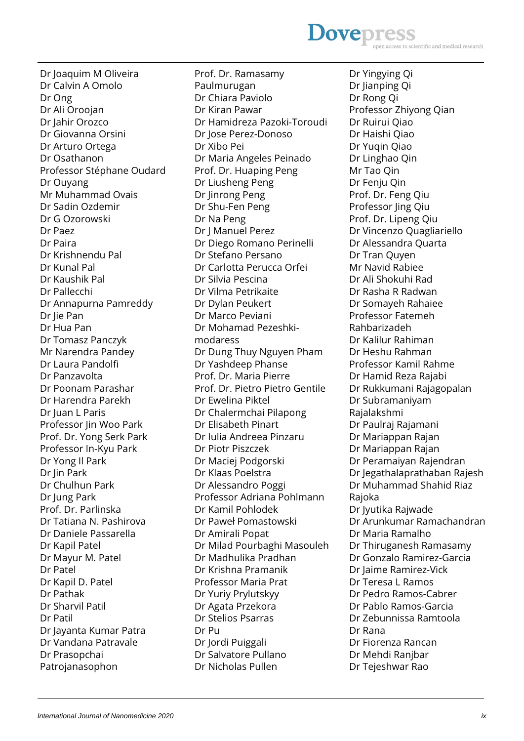Dr Joaquim M Oliveira
Dr Calvin A Omolo
Dr Ong
Dr Ali Oroojan
Dr Jahir Orozco
Dr Giovanna Orsini
Dr Arturo Ortega
Dr Osathanon
Professor Stéphane Oudard
Dr Ouyang
Mr Muhammad Ovais
Dr Sadin Ozdemir
Dr G Ozorowski
Dr Paez
Dr Paira
Dr Krishnendu Pal
Dr Kunal Pal
Dr Kaushik Pal
Dr Pallecchi
Dr Annapurna Pamreddy
Dr Jie Pan
Dr Hua Pan
Dr Tomasz Panczyk
Mr Narendra Pandey
Dr Laura Pandolfi
Dr Panzavolta
Dr Poonam Parashar
Dr Harendra Parekh
Dr Juan L Paris
Professor Jin Woo Park
Prof. Dr. Yong Serk Park
Professor In-Kyu Park
Dr Yong Il Park
Dr Jin Park
Dr Chulhun Park
Dr Jung Park
Prof. Dr. Parlinska
Dr Tatiana N. Pashirova
Dr Daniele Passarella
Dr Kapil Patel
Dr Mayur M. Patel
Dr Patel
Dr Kapil D. Patel
Dr Pathak
Dr Sharvil Patil
Dr Patil
Dr Jayanta Kumar Patra
Dr Vandana Patravale
Dr Prasopchai Patrojanasophon
Prof. Dr. Ramasamy Paulmurugan
Dr Chiara Paviolo
Dr Kiran Pawar
Dr Hamidreza Pazoki-Toroudi
Dr Jose Perez-Donoso
Dr Xibo Pei
Dr Maria Angeles Peinado
Prof. Dr. Huaping Peng
Dr Liusheng Peng
Dr Jinrong Peng
Dr Shu-Fen Peng
Dr Na Peng
Dr J Manuel Perez
Dr Diego Romano Perinelli
Dr Stefano Persano
Dr Carlotta Perucca Orfei
Dr Silvia Pescina
Dr Vilma Petrikaite
Dr Dylan Peukert
Dr Marco Peviani
Dr Mohamad Pezeshki-modaress
Dr Dung Thuy Nguyen Pham
Dr Yashdeep Phanse
Prof. Dr. Maria Pierre
Prof. Dr. Pietro Pietro Gentile
Dr Ewelina Piktel
Dr Chalermchai Pilapong
Dr Elisabeth Pinart
Dr Iulia Andreea Pinzaru
Dr Piotr Piszczek
Dr Maciej Podgorski
Dr Klaas Poelstra
Dr Alessandro Poggi
Professor Adriana Pohlmann
Dr Kamil Pohlodek
Dr Paweł Pomastowski
Dr Amirali Popat
Dr Milad Pourbaghi Masouleh
Dr Madhulika Pradhan
Dr Krishna Pramanik
Professor Maria Prat
Dr Yuriy Prylutskyy
Dr Agata Przekora
Dr Stelios Psarras
Dr Pu
Dr Jordi Puiggali
Dr Salvatore Pullano
Dr Nicholas Pullen
Dr Yingying Qi
Dr Jianping Qi
Dr Rong Qi
Professor Zhiyong Qian
Dr Ruirui Qiao
Dr Haishi Qiao
Dr Yuqin Qiao
Dr Linghao Qin
Mr Tao Qin
Dr Fenju Qin
Prof. Dr. Feng Qiu
Professor Jing Qiu
Prof. Dr. Lipeng Qiu
Dr Vincenzo Quagliariello
Dr Alessandra Quarta
Dr Tran Quyen
Mr Navid Rabiee
Dr Ali Shokuhi Rad
Dr Rasha R Radwan
Dr Somayeh Rahaiee
Professor Fatemeh Rahbarizadeh
Dr Kalilur Rahiman
Dr Heshu Rahman
Professor Kamil Rahme
Dr Hamid Reza Rajabi
Dr Rukkumani Rajagopalan
Dr Subramaniyam Rajalakshmi
Dr Paulraj Rajamani
Dr Mariappan Rajan
Dr Mariappan Rajan
Dr Peramaiyan Rajendran
Dr Jegathalaprathaban Rajesh
Dr Muhammad Shahid Riaz Rajoka
Dr Jyutika Rajwade
Dr Arunkumar Ramachandran
Dr Maria Ramalho
Dr Thiruganesh Ramasamy
Dr Gonzalo Ramirez-Garcia
Dr Jaime Ramirez-Vick
Dr Teresa L Ramos
Dr Pedro Ramos-Cabrer
Dr Pablo Ramos-Garcia
Dr Zebunnissa Ramtoola
Dr Rana
Dr Fiorenza Rancan
Dr Mehdi Ranjbar
Dr Tejeshwar Rao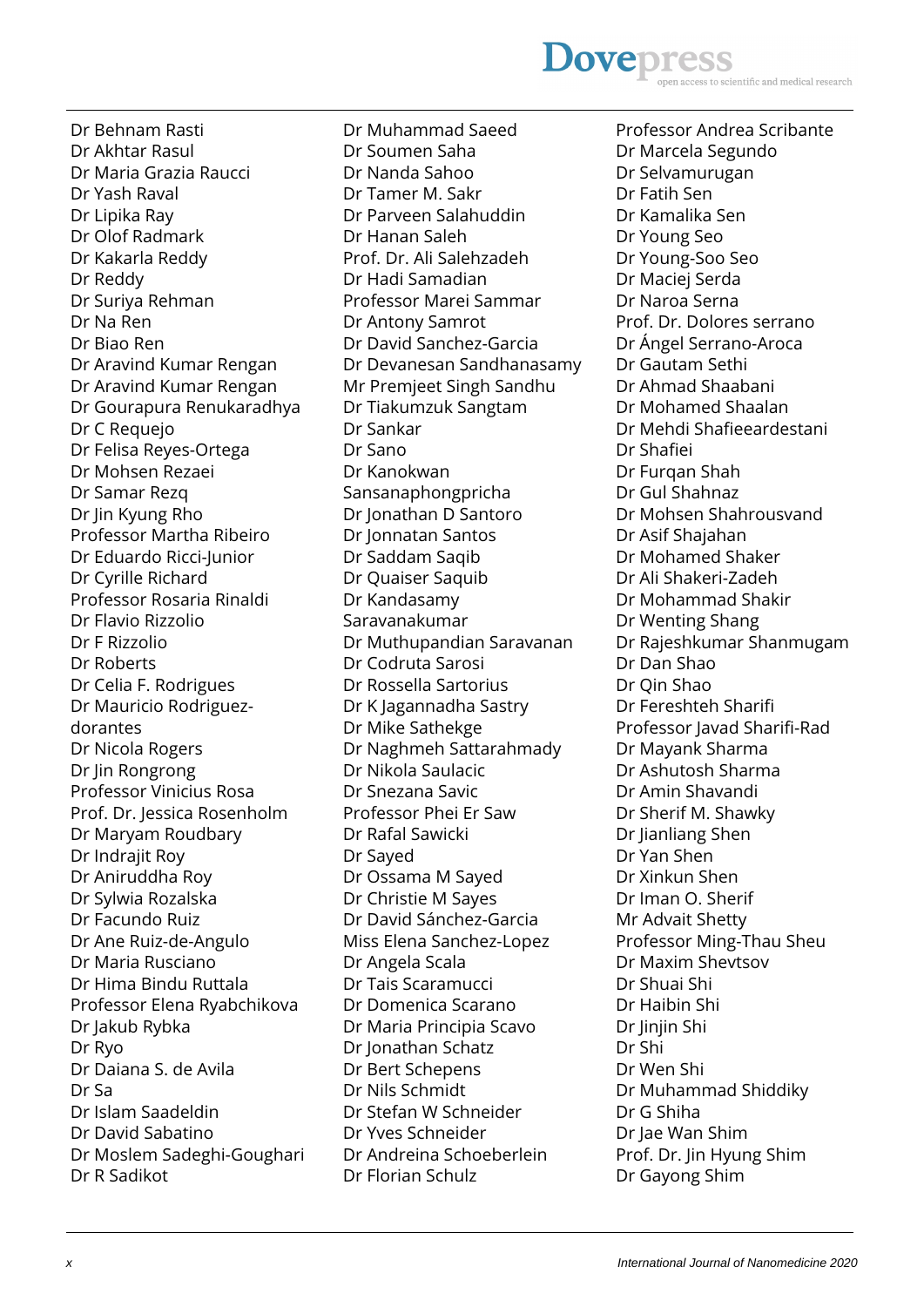Dr Behnam Rasti
Dr Akhtar Rasul
Dr Maria Grazia Raucci
Dr Yash Raval
Dr Lipika Ray
Dr Olof Radmark
Dr Kakarla Reddy
Dr Reddy
Dr Suriya Rehman
Dr Na Ren
Dr Biao Ren
Dr Aravind Kumar Rengan
Dr Aravind Kumar Rengan
Dr Gourapura Renukaradhya
Dr C Requejo
Dr Felisa Reyes-Ortega
Dr Mohsen Rezaei
Dr Samar Rezq
Dr Jin Kyung Rho
Professor Martha Ribeiro
Dr Eduardo Ricci-Junior
Dr Cyrille Richard
Professor Rosaria Rinaldi
Dr Flavio Rizzolio
Dr F Rizzolio
Dr Roberts
Dr Celia F. Rodrigues
Dr Mauricio Rodriguez-dorantes
Dr Nicola Rogers
Dr Jin Rongrong
Professor Vinicius Rosa
Prof. Dr. Jessica Rosenholm
Dr Maryam Roudbary
Dr Indrajit Roy
Dr Aniruddha Roy
Dr Sylwia Rozalska
Dr Facundo Ruiz
Dr Ane Ruiz-de-Angulo
Dr Maria Rusciano
Dr Hima Bindu Ruttala
Professor Elena Ryabchikova
Dr Jakub Rybka
Dr Ryo
Dr Daiana S. de Avila
Dr Sa
Dr Islam Saadeldin
Dr David Sabatino
Dr Moslem Sadeghi-Goughari
Dr R Sadikot
Dr Muhammad Saeed
Dr Soumen Saha
Dr Nanda Sahoo
Dr Tamer M. Sakr
Dr Parveen Salahuddin
Dr Hanan Saleh
Prof. Dr. Ali Salehzadeh
Dr Hadi Samadian
Professor Marei Sammar
Dr Antony Samrot
Dr David Sanchez-Garcia
Dr Devanesan Sandhanasamy
Mr Premjeet Singh Sandhu
Dr Tiakumzuk Sangtam
Dr Sankar
Dr Sano
Dr Kanokwan Sansanaphongpricha
Dr Jonathan D Santoro
Dr Jonnatan Santos
Dr Saddam Saqib
Dr Quaiser Saquib
Dr Kandasamy Saravanakumar
Dr Muthupandian Saravanan
Dr Codruta Sarosi
Dr Rossella Sartorius
Dr K Jagannadha Sastry
Dr Mike Sathekge
Dr Naghmeh Sattarahmady
Dr Nikola Saulacic
Dr Snezana Savic
Professor Phei Er Saw
Dr Rafal Sawicki
Dr Sayed
Dr Ossama M Sayed
Dr Christie M Sayes
Dr David Sánchez-Garcia
Miss Elena Sanchez-Lopez
Dr Angela Scala
Dr Tais Scaramucci
Dr Domenica Scarano
Dr Maria Principia Scavo
Dr Jonathan Schatz
Dr Bert Schepens
Dr Nils Schmidt
Dr Stefan W Schneider
Dr Yves Schneider
Dr Andreina Schoeberlein
Dr Florian Schulz
Professor Andrea Scribante
Dr Marcela Segundo
Dr Selvamurugan
Dr Fatih Sen
Dr Kamalika Sen
Dr Young Seo
Dr Young-Soo Seo
Dr Maciej Serda
Dr Naroa Serna
Prof. Dr. Dolores serrano
Dr Ángel Serrano-Aroca
Dr Gautam Sethi
Dr Ahmad Shaabani
Dr Mohamed Shaalan
Dr Mehdi Shafieeardestani
Dr Shafiei
Dr Furqan Shah
Dr Gul Shahnaz
Dr Mohsen Shahrousvand
Dr Asif Shajahan
Dr Mohamed Shaker
Dr Ali Shakeri-Zadeh
Dr Mohammad Shakir
Dr Wenting Shang
Dr Rajeshkumar Shanmugam
Dr Dan Shao
Dr Qin Shao
Dr Fereshteh Sharifi
Professor Javad Sharifi-Rad
Dr Mayank Sharma
Dr Ashutosh Sharma
Dr Amin Shavandi
Dr Sherif M. Shawky
Dr Jianliang Shen
Dr Yan Shen
Dr Xinkun Shen
Dr Iman O. Sherif
Mr Advait Shetty
Professor Ming-Thau Sheu
Dr Maxim Shevtsov
Dr Shuai Shi
Dr Haibin Shi
Dr Jinjin Shi
Dr Shi
Dr Wen Shi
Dr Muhammad Shiddiky
Dr G Shiha
Dr Jae Wan Shim
Prof. Dr. Jin Hyung Shim
Dr Gayong Shim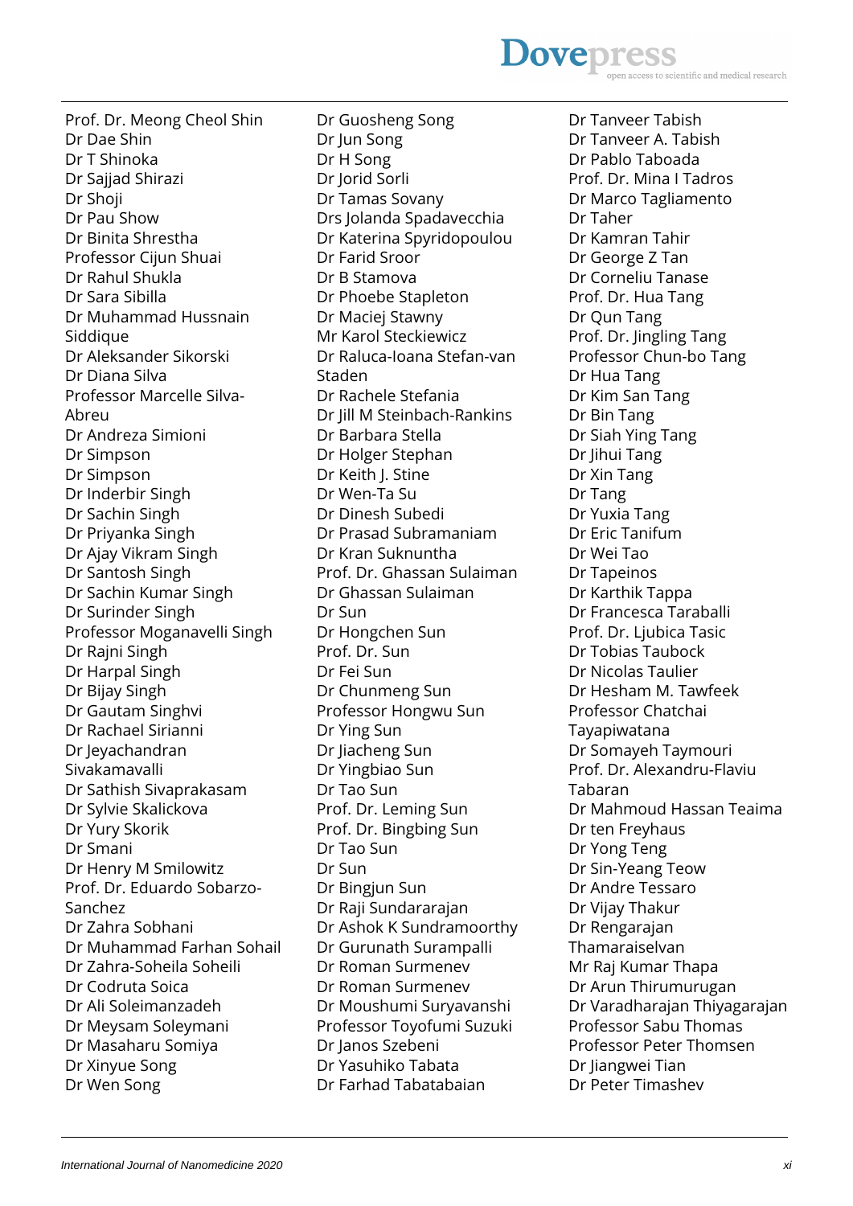Prof. Dr. Meong Cheol Shin
Dr Dae Shin
Dr T Shinoka
Dr Sajjad Shirazi
Dr Shoji
Dr Pau Show
Dr Binita Shrestha
Professor Cijun Shuai
Dr Rahul Shukla
Dr Sara Sibilla
Dr Muhammad Hussnain Siddique
Dr Aleksander Sikorski
Dr Diana Silva
Professor Marcelle Silva-Abreu
Dr Andreza Simioni
Dr Simpson
Dr Simpson
Dr Inderbir Singh
Dr Sachin Singh
Dr Priyanka Singh
Dr Ajay Vikram Singh
Dr Santosh Singh
Dr Sachin Kumar Singh
Dr Surinder Singh
Professor Moganavelli Singh
Dr Rajni Singh
Dr Harpal Singh
Dr Bijay Singh
Dr Gautam Singhvi
Dr Rachael Sirianni
Dr Jeyachandran Sivakamavalli
Dr Sathish Sivaprakasam
Dr Sylvie Skalickova
Dr Yury Skorik
Dr Smani
Dr Henry M Smilowitz
Prof. Dr. Eduardo Sobarzo-Sanchez
Dr Zahra Sobhani
Dr Muhammad Farhan Sohail
Dr Zahra-Soheila Soheili
Dr Codruta Soica
Dr Ali Soleimanzadeh
Dr Meysam Soleymani
Dr Masaharu Somiya
Dr Xinyue Song
Dr Wen Song
Dr Guosheng Song
Dr Jun Song
Dr H Song
Dr Jorid Sorli
Dr Tamas Sovany
Drs Jolanda Spadavecchia
Dr Katerina Spyridopoulou
Dr Farid Sroor
Dr B Stamova
Dr Phoebe Stapleton
Dr Maciej Stawny
Mr Karol Steckiewicz
Dr Raluca-Ioana Stefan-van Staden
Dr Rachele Stefania
Dr Jill M Steinbach-Rankins
Dr Barbara Stella
Dr Holger Stephan
Dr Keith J. Stine
Dr Wen-Ta Su
Dr Dinesh Subedi
Dr Prasad Subramaniam
Dr Kran Suknuntha
Prof. Dr. Ghassan Sulaiman
Dr Ghassan Sulaiman
Dr Sun
Dr Hongchen Sun
Prof. Dr. Sun
Dr Fei Sun
Dr Chunmeng Sun
Professor Hongwu Sun
Dr Ying Sun
Dr Jiacheng Sun
Dr Yingbiao Sun
Dr Tao Sun
Prof. Dr. Leming Sun
Prof. Dr. Bingbing Sun
Dr Tao Sun
Dr Sun
Dr Bingjun Sun
Dr Raji Sundararajan
Dr Ashok K Sundramoorthy
Dr Gurunath Surampalli
Dr Roman Surmenev
Dr Roman Surmenev
Dr Moushumi Suryavanshi
Professor Toyofumi Suzuki
Dr Janos Szebeni
Dr Yasuhiko Tabata
Dr Farhad Tabatabaian
Dr Tanveer Tabish
Dr Tanveer A. Tabish
Dr Pablo Taboada
Prof. Dr. Mina I Tadros
Dr Marco Tagliamento
Dr Taher
Dr Kamran Tahir
Dr George Z Tan
Dr Corneliu Tanase
Prof. Dr. Hua Tang
Dr Qun Tang
Prof. Dr. Jingling Tang
Professor Chun-bo Tang
Dr Hua Tang
Dr Kim San Tang
Dr Bin Tang
Dr Siah Ying Tang
Dr Jihui Tang
Dr Xin Tang
Dr Tang
Dr Yuxia Tang
Dr Eric Tanifum
Dr Wei Tao
Dr Tapeinos
Dr Karthik Tappa
Dr Francesca Taraballi
Prof. Dr. Ljubica Tasic
Dr Tobias Taubock
Dr Nicolas Taulier
Dr Hesham M. Tawfeek
Professor Chatchai Tayapiwatana
Dr Somayeh Taymouri
Prof. Dr. Alexandru-Flaviu Tabaran
Dr Mahmoud Hassan Teaima
Dr ten Freyhaus
Dr Yong Teng
Dr Sin-Yeang Teow
Dr Andre Tessaro
Dr Vijay Thakur
Dr Rengarajan Thamaraiselvan
Mr Raj Kumar Thapa
Dr Arun Thirumurugan
Dr Varadharajan Thiyagarajan
Professor Sabu Thomas
Professor Peter Thomsen
Dr Jiangwei Tian
Dr Peter Timashev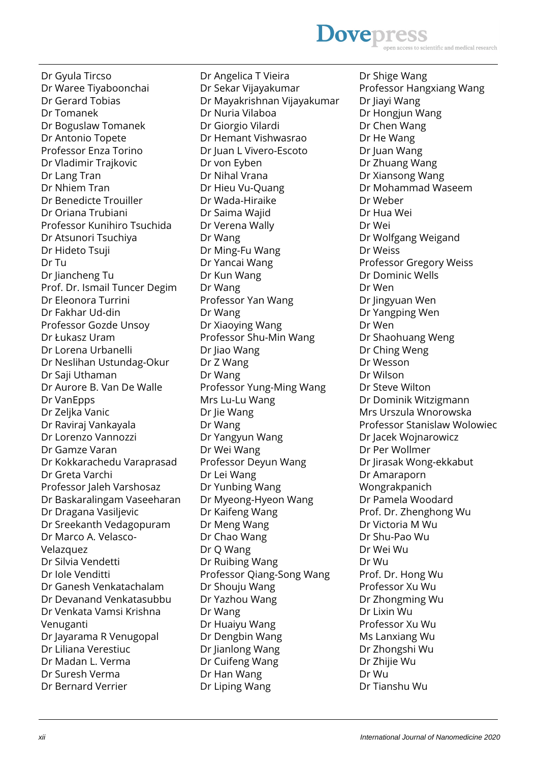Dr Gyula Tircso
Dr Waree Tiyaboonchai
Dr Gerard Tobias
Dr Tomanek
Dr Boguslaw Tomanek
Dr Antonio Topete
Professor Enza Torino
Dr Vladimir Trajkovic
Dr Lang Tran
Dr Nhiem Tran
Dr Benedicte Trouiller
Dr Oriana Trubiani
Professor Kunihiro Tsuchida
Dr Atsunori Tsuchiya
Dr Hideto Tsuji
Dr Tu
Dr Jiancheng Tu
Prof. Dr. Ismail Tuncer Degim
Dr Eleonora Turrini
Dr Fakhar Ud-din
Professor Gozde Unsoy
Dr Łukasz Uram
Dr Lorena Urbanelli
Dr Neslihan Ustundag-Okur
Dr Saji Uthaman
Dr Aurore B. Van De Walle
Dr VanEpps
Dr Zeljka Vanic
Dr Raviraj Vankayala
Dr Lorenzo Vannozzi
Dr Gamze Varan
Dr Kokkarachedu Varaprasad
Dr Greta Varchi
Professor Jaleh Varshosaz
Dr Baskaralingam Vaseeharan
Dr Dragana Vasiljevic
Dr Sreekanth Vedagopuram
Dr Marco A. Velasco-Velazquez
Dr Silvia Vendetti
Dr Iole Venditti
Dr Ganesh Venkatachalam
Dr Devanand Venkatasubbu
Dr Venkata Vamsi Krishna Venuganti
Dr Jayarama R Venugopal
Dr Liliana Verestiuc
Dr Madan L. Verma
Dr Suresh Verma
Dr Bernard Verrier
Dr Angelica T Vieira
Dr Sekar Vijayakumar
Dr Mayakrishnan Vijayakumar
Dr Nuria Vilaboa
Dr Giorgio Vilardi
Dr Hemant Vishwasrao
Dr Juan L Vivero-Escoto
Dr von Eyben
Dr Nihal Vrana
Dr Hieu Vu-Quang
Dr Wada-Hiraike
Dr Saima Wajid
Dr Verena Wally
Dr Wang
Dr Ming-Fu Wang
Dr Yancai Wang
Dr Kun Wang
Dr Wang
Professor Yan Wang
Dr Wang
Dr Xiaoying Wang
Professor Shu-Min Wang
Dr Jiao Wang
Dr Z Wang
Dr Wang
Professor Yung-Ming Wang
Mrs Lu-Lu Wang
Dr Jie Wang
Dr Wang
Dr Yangyun Wang
Dr Wei Wang
Professor Deyun Wang
Dr Lei Wang
Dr Yunbing Wang
Dr Myeong-Hyeon Wang
Dr Kaifeng Wang
Dr Meng Wang
Dr Chao Wang
Dr Q Wang
Dr Ruibing Wang
Professor Qiang-Song Wang
Dr Shouju Wang
Dr Yazhou Wang
Dr Wang
Dr Huaiyu Wang
Dr Dengbin Wang
Dr Jianlong Wang
Dr Cuifeng Wang
Dr Han Wang
Dr Liping Wang
Dr Shige Wang
Professor Hangxiang Wang
Dr Jiayi Wang
Dr Hongjun Wang
Dr Chen Wang
Dr He Wang
Dr Juan Wang
Dr Zhuang Wang
Dr Xiansong Wang
Dr Mohammad Waseem
Dr Weber
Dr Hua Wei
Dr Wei
Dr Wolfgang Weigand
Dr Weiss
Professor Gregory Weiss
Dr Dominic Wells
Dr Wen
Dr Jingyuan Wen
Dr Yangping Wen
Dr Wen
Dr Shaohuang Weng
Dr Ching Weng
Dr Wesson
Dr Wilson
Dr Steve Wilton
Dr Dominik Witzigmann
Mrs Urszula Wnorowska
Professor Stanislaw Wolowiec
Dr Jacek Wojnarowicz
Dr Per Wollmer
Dr Jirasak Wong-ekkabut
Dr Amaraporn Wongrakpanich
Dr Pamela Woodard
Prof. Dr. Zhenghong Wu
Dr Victoria M Wu
Dr Shu-Pao Wu
Dr Wei Wu
Dr Wu
Prof. Dr. Hong Wu
Professor Xu Wu
Dr Zhongming Wu
Dr Lixin Wu
Professor Xu Wu
Ms Lanxiang Wu
Dr Zhongshi Wu
Dr Zhijie Wu
Dr Wu
Dr Tianshu Wu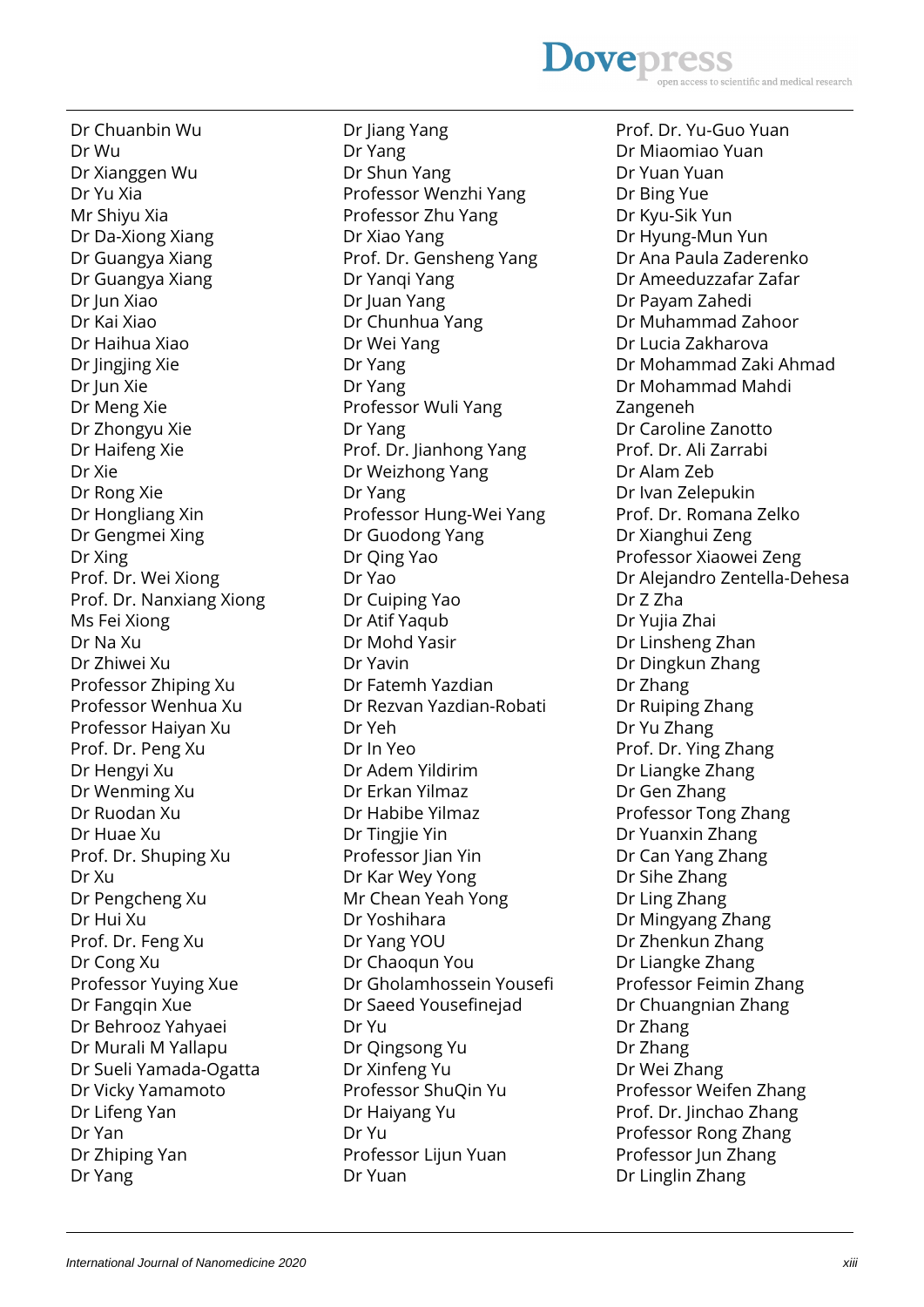Dr Chuanbin Wu
Dr Wu
Dr Xianggen Wu
Dr Yu Xia
Mr Shiyu Xia
Dr Da-Xiong Xiang
Dr Guangya Xiang
Dr Guangya Xiang
Dr Jun Xiao
Dr Kai Xiao
Dr Haihua Xiao
Dr Jingjing Xie
Dr Jun Xie
Dr Meng Xie
Dr Zhongyu Xie
Dr Haifeng Xie
Dr Xie
Dr Rong Xie
Dr Hongliang Xin
Dr Gengmei Xing
Dr Xing
Prof. Dr. Wei Xiong
Prof. Dr. Nanxiang Xiong
Ms Fei Xiong
Dr Na Xu
Dr Zhiwei Xu
Professor Zhiping Xu
Professor Wenhua Xu
Professor Haiyan Xu
Prof. Dr. Peng Xu
Dr Hengyi Xu
Dr Wenming Xu
Dr Ruodan Xu
Dr Huae Xu
Prof. Dr. Shuping Xu
Dr Xu
Dr Pengcheng Xu
Dr Hui Xu
Prof. Dr. Feng Xu
Dr Cong Xu
Professor Yuying Xue
Dr Fangqin Xue
Dr Behrooz Yahyaei
Dr Murali M Yallapu
Dr Sueli Yamada-Ogatta
Dr Vicky Yamamoto
Dr Lifeng Yan
Dr Yan
Dr Zhiping Yan
Dr Yang
Dr Jiang Yang
Dr Yang
Dr Shun Yang
Professor Wenzhi Yang
Professor Zhu Yang
Dr Xiao Yang
Prof. Dr. Gensheng Yang
Dr Yanqi Yang
Dr Juan Yang
Dr Chunhua Yang
Dr Wei Yang
Dr Yang
Dr Yang
Professor Wuli Yang
Dr Yang
Prof. Dr. Jianhong Yang
Dr Weizhong Yang
Dr Yang
Professor Hung-Wei Yang
Dr Guodong Yang
Dr Qing Yao
Dr Yao
Dr Cuiping Yao
Dr Atif Yaqub
Dr Mohd Yasir
Dr Yavin
Dr Fatemh Yazdian
Dr Rezvan Yazdian-Robati
Dr Yeh
Dr In Yeo
Dr Adem Yildirim
Dr Erkan Yilmaz
Dr Habibe Yilmaz
Dr Tingjie Yin
Professor Jian Yin
Dr Kar Wey Yong
Mr Chean Yeah Yong
Dr Yoshihara
Dr Yang YOU
Dr Chaoqun You
Dr Gholamhossein Yousefi
Dr Saeed Yousefinejad
Dr Yu
Dr Qingsong Yu
Dr Xinfeng Yu
Professor ShuQin Yu
Dr Haiyang Yu
Dr Yu
Professor Lijun Yuan
Dr Yuan
Prof. Dr. Yu-Guo Yuan
Dr Miaomiao Yuan
Dr Yuan Yuan
Dr Bing Yue
Dr Kyu-Sik Yun
Dr Hyung-Mun Yun
Dr Ana Paula Zaderenko
Dr Ameeduzzafar Zafar
Dr Payam Zahedi
Dr Muhammad Zahoor
Dr Lucia Zakharova
Dr Mohammad Zaki Ahmad
Dr Mohammad Mahdi Zangeneh
Dr Caroline Zanotto
Prof. Dr. Ali Zarrabi
Dr Alam Zeb
Dr Ivan Zelepukin
Prof. Dr. Romana Zelko
Dr Xianghui Zeng
Professor Xiaowei Zeng
Dr Alejandro Zentella-Dehesa
Dr Z Zha
Dr Yujia Zhai
Dr Linsheng Zhan
Dr Dingkun Zhang
Dr Zhang
Dr Ruiping Zhang
Dr Yu Zhang
Prof. Dr. Ying Zhang
Dr Liangke Zhang
Dr Gen Zhang
Professor Tong Zhang
Dr Yuanxin Zhang
Dr Can Yang Zhang
Dr Sihe Zhang
Dr Ling Zhang
Dr Mingyang Zhang
Dr Zhenkun Zhang
Dr Liangke Zhang
Professor Feimin Zhang
Dr Chuangnian Zhang
Dr Zhang
Dr Zhang
Dr Wei Zhang
Professor Weifen Zhang
Prof. Dr. Jinchao Zhang
Professor Rong Zhang
Professor Jun Zhang
Dr Linglin Zhang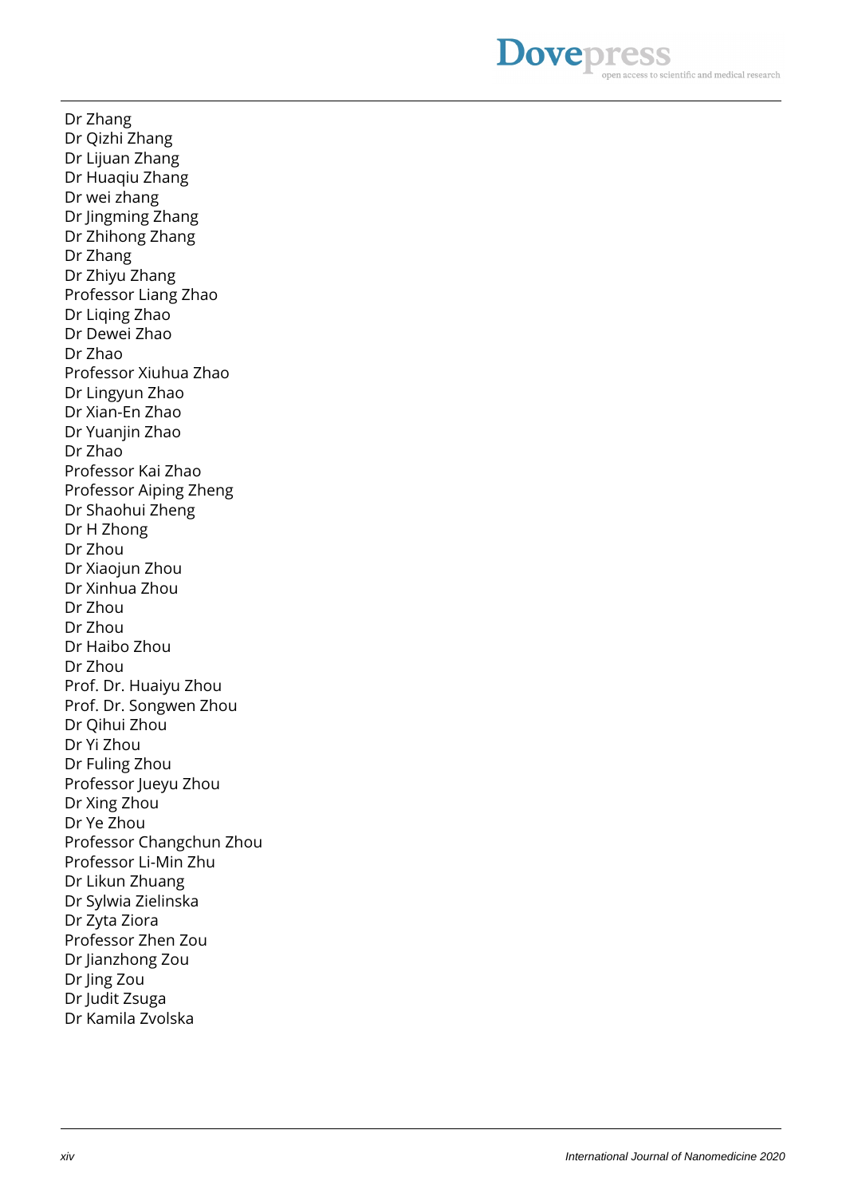Dr Zhang
Dr Qizhi Zhang
Dr Lijuan Zhang
Dr Huaqiu Zhang
Dr wei zhang
Dr Jingming Zhang
Dr Zhihong Zhang
Dr Zhang
Dr Zhiyu Zhang
Professor Liang Zhao
Dr Liqing Zhao
Dr Dewei Zhao
Dr Zhao
Professor Xiuhua Zhao
Dr Lingyun Zhao
Dr Xian-En Zhao
Dr Yuanjin Zhao
Dr Zhao
Professor Kai Zhao
Professor Aiping Zheng
Dr Shaohui Zheng
Dr H Zhong
Dr Zhou
Dr Xiaojun Zhou
Dr Xinhua Zhou
Dr Zhou
Dr Zhou
Dr Haibo Zhou
Dr Zhou
Prof. Dr. Huaiyu Zhou
Prof. Dr. Songwen Zhou
Dr Qihui Zhou
Dr Yi Zhou
Dr Fuling Zhou
Professor Jueyu Zhou
Dr Xing Zhou
Dr Ye Zhou
Professor Changchun Zhou
Professor Li-Min Zhu
Dr Likun Zhuang
Dr Sylwia Zielinska
Dr Zyta Ziora
Professor Zhen Zou
Dr Jianzhong Zou
Dr Jing Zou
Dr Judit Zsuga
Dr Kamila Zvolska